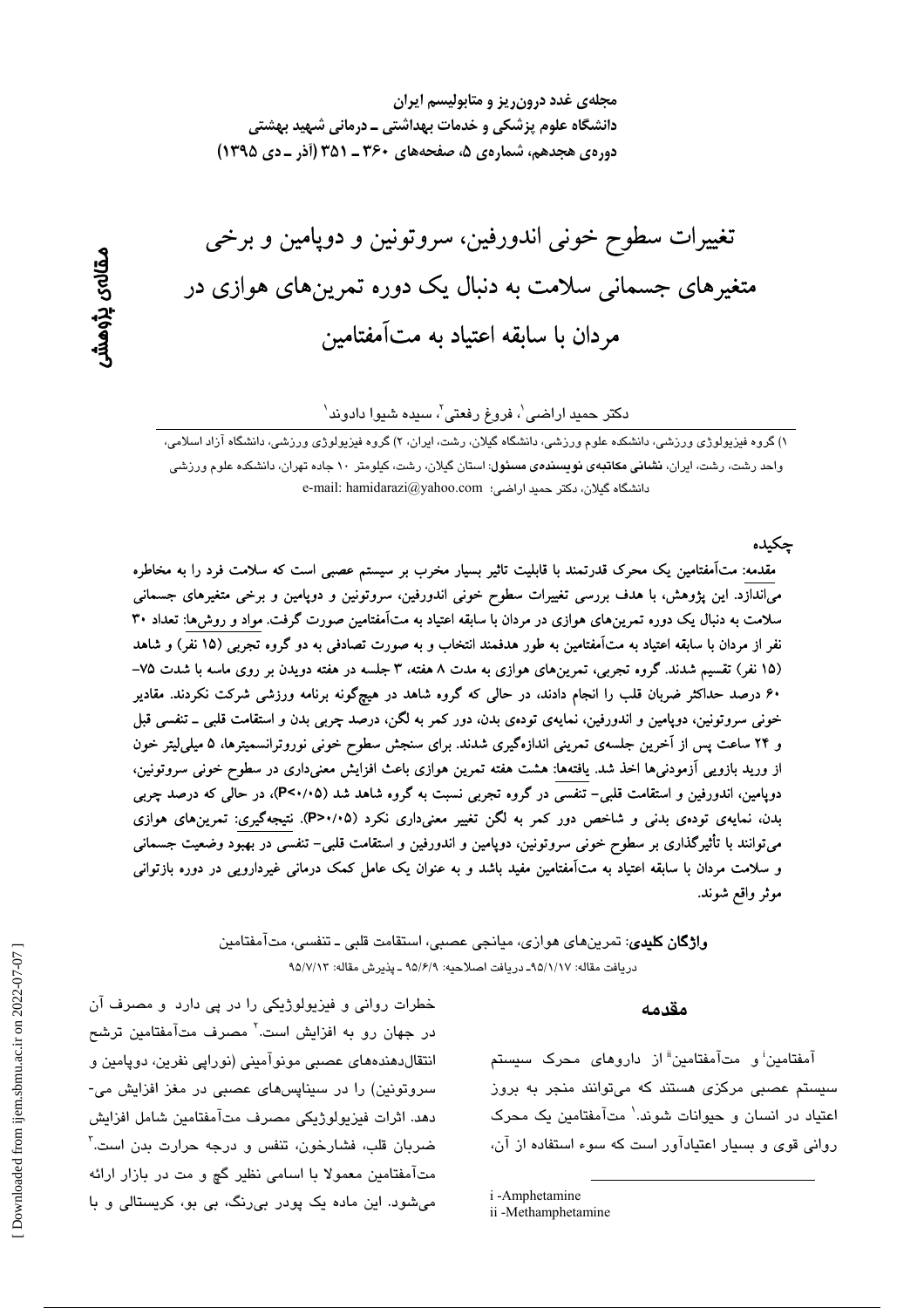# تغییرات سطوح خونی اندورفین، سروتونین و دوپامین و برخی متغیرهای جسمانی سلامت به دنبال یک دوره تمرین‌های هوازی در مردان با سابقه اعتیاد به مت‌آمفتامین

مقاله‌ی پژوهشی

دکتر حمید اراضی[1]، فروغ رفعتی[2]، سیده شیوا دادوند[1]

۱) گروه فیزیولوژی ورزشی، دانشکده علوم ورزشی، دانشگاه گیلان، رشت، ایران، ۲) گروه فیزیولوژی ورزشی، دانشگاه آزاد اسلامی، واحد رشت، رشت، ایران، **نشانی مکاتبه‌ی نویسنده‌ی مسئول:** استان گیلان، رشت، کیلومتر ۱۰ جاده تهران، دانشکده علوم ورزشی دانشگاه گیلان، دکتر حمید اراضی؛ e-mail: hamidarazi@yahoo.com

## چکیده

**مقدمه:** مت‌آمفتامین یک محرک قدرتمند با قابلیت تاثیر بسیار مخرب بر سیستم عصبی است که سلامت فرد را به مخاطره می‌اندازد. این پژوهش، با هدف بررسی تغییرات سطوح خونی اندورفین، سروتونین و دوپامین و برخی متغیرهای جسمانی سلامت به دنبال یک دوره تمرین‌های هوازی در مردان با سابقه اعتیاد به مت‌آمفتامین صورت گرفت. **مواد و روش‌ها:** تعداد ۳۰ نفر از مردان با سابقه اعتیاد به مت‌آمفتامین به طور هدفمند انتخاب و به صورت تصادفی به دو گروه تجربی (۱۵ نفر) و شاهد (۱۵ نفر) تقسیم شدند. گروه تجربی، تمرین‌های هوازی به مدت ۸ هفته، ۳ جلسه در هفته دویدن بر روی ماسه با شدت ۷۵-۶۰ درصد حداکثر ضربان قلب را انجام دادند، در حالی که گروه شاهد در هیچ‌گونه برنامه ورزشی شرکت نکردند. مقادیر خونی سروتونین، دوپامین و اندورفین، نمایه‌ی توده‌ی بدن، دور کمر به لگن، درصد چربی بدن و استقامت قلبی ـ تنفسی قبل و ۲۴ ساعت پس از آخرین جلسه‌ی تمرینی اندازه‌گیری شدند. برای سنجش سطوح خونی نوروترانسمیترها، ۵ میلی‌لیتر خون از ورید بازویی آزمودنی‌ها اخذ شد. **یافته‌ها:** هشت هفته تمرین هوازی باعث افزایش معنی‌داری در سطوح خونی سروتونین، دوپامین، اندورفین و استقامت قلبی- تنفسی در گروه تجربی نسبت به گروه شاهد شد ($P<0.05$)، در حالی که درصد چربی بدن، نمایه‌ی توده‌ی بدنی و شاخص دور کمر به لگن تغییر معنی‌داری نکرد ($P>0.05$). **نتیجه‌گیری:** تمرین‌های هوازی می‌توانند با تأثیرگذاری بر سطوح خونی سروتونین، دوپامین و اندورفین و استقامت قلبی- تنفسی در بهبود وضعیت جسمانی و سلامت مردان با سابقه اعتیاد به مت‌آمفتامین مفید باشد و به عنوان یک عامل کمک درمانی غیردارویی در دوره بازتوانی موثر واقع شوند.

**واژگان کلیدی**: تمرین‌های هوازی، میانجی عصبی، استقامت قلبی ـ تنفسی، مت‌آمفتامین

دریافت مقاله: ۹۵/۱/۱۷ـ دریافت اصلاحیه: ۹۵/۶/۹ ـ پذیرش مقاله: ۹۵/۷/۱۳

## مقدمه

آمفتامین[i] و مت‌آمفتامین[ii] از داروهای محرک سیستم سیستم عصبی مرکزی هستند که می‌توانند منجر به بروز اعتیاد در انسان و حیوانات شوند.[1] مت‌آمفتامین یک محرک روانی قوی و بسیار اعتیادآور است که سوء استفاده از آن، خطرات روانی و فیزیولوژیکی را در پی دارد و مصرف آن در جهان رو به افزایش است.[2] مصرف مت‌آمفتامین ترشح انتقال‌دهنده‌های عصبی مونوآمینی (نوراپی نفرین، دوپامین و سروتونین) را در سیناپس‌های عصبی در مغز افزایش می‌دهد. اثرات فیزیولوژیکی مصرف مت‌آمفتامین شامل افزایش ضربان قلب، فشارخون، تنفس و درجه حرارت بدن است.[3] مت‌آمفتامین معمولا با اسامی نظیر گچ و مت در بازار ارائه می‌شود. این ماده یک پودر بی‌رنگ، بی بو، کریستالی و با

---

i -Amphetamine

ii -Methamphetamine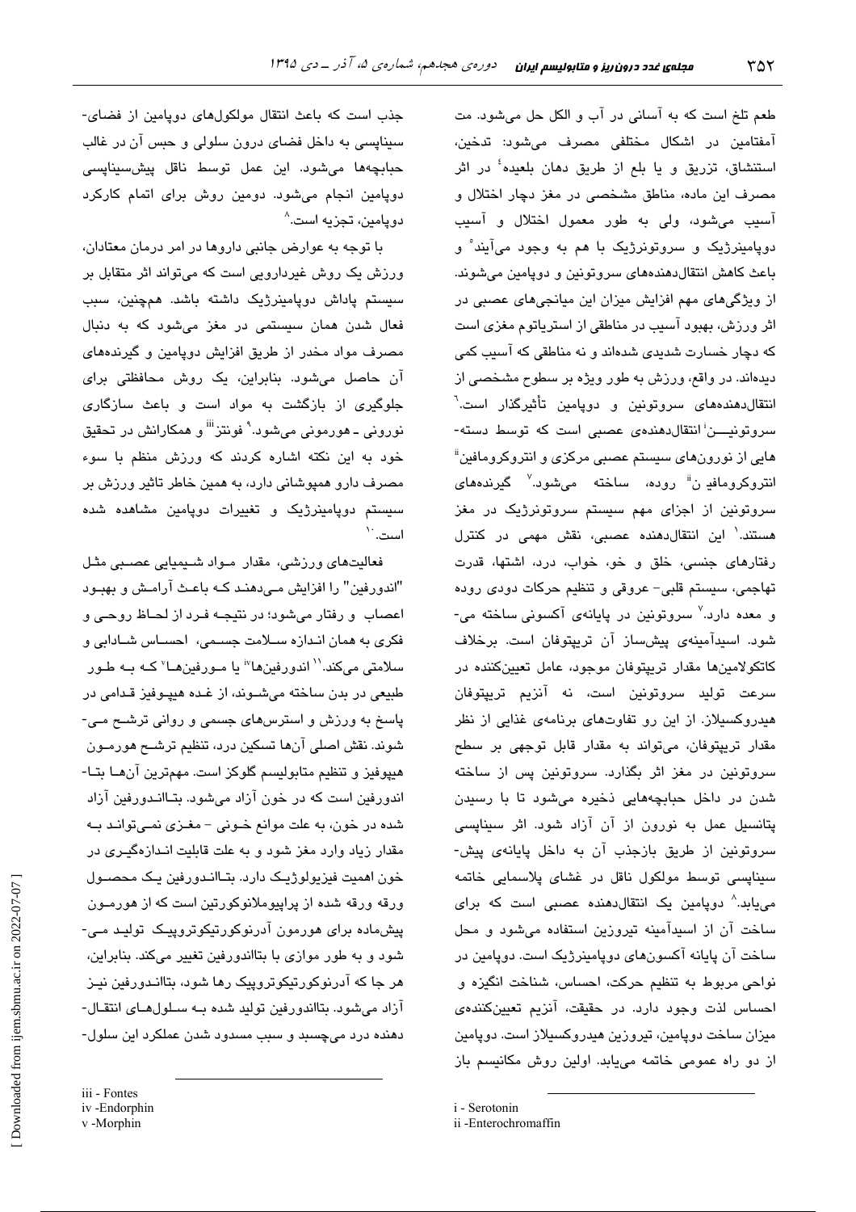طعم تلخ است که به آسانی در آب و الکل حل می‌شود. مت آمفتامین در اشکال مختلفی مصرف می‌شود: تدخین، استنشاق، تزریق و یا بلع از طریق دهان بلعیده[4] در اثر مصرف این ماده، مناطق مشخصی در مغز دچار اختلال و آسیب می‌شود، ولی به طور معمول اختلال و آسیب دوپامینرژیک و سروتونرژیک با هم به وجود می‌آیند[5] و باعث کاهش انتقال‌دهنده‌های سروتونین و دوپامین می‌شوند. از ویژگی‌های مهم افزایش میزان این میانجی‌های عصبی در اثر ورزش، بهبود آسیب در مناطقی از استریاتوم مغزی است که دچار خسارت شدیدی شده‌اند و نه مناطقی که آسیب کمی دیده‌اند. در واقع، ورزش به طور ویژه بر سطوح مشخصی از انتقال‌دهنده‌های سروتونین و دوپامین تأثیرگذار است.[6] سروتونین[i] انتقال‌دهنده‌ی عصبی است که توسط دسته‌هایی از نورون‌های سیستم عصبی مرکزی و انتروکرومافین[ii] انتروکرومافی ن[ii] روده، ساخته می‌شود.[7] گیرنده‌های سروتونین از اجزای مهم سیستم سروتونرژیک در مغز هستند.[1] این انتقال‌دهنده عصبی، نقش مهمی در کنترل رفتارهای جنسی، خلق و خو، خواب، درد، اشتها، قدرت تهاجمی، سیستم قلبی- عروقی و تنظیم حرکات دودی روده و معده دارد.[7] سروتونین در پایانه‌ی آکسونی ساخته می‌شود. اسیدآمینه‌ی پیش‌ساز آن تریپتوفان است. برخلاف کاتکولامین‌ها مقدار تریپتوفان موجود، عامل تعیین‌کننده در سرعت تولید سروتونین است، نه آنزیم تریپتوفان هیدروکسیلاز. از این رو تفاوت‌های برنامه‌ی غذایی از نظر مقدار تریپتوفان، می‌تواند به مقدار قابل توجهی بر سطح سروتونین در مغز اثر بگذارد. سروتونین پس از ساخته شدن در داخل حبابچه‌هایی ذخیره می‌شود تا با رسیدن پتانسیل عمل به نورون از آن آزاد شود. اثر سیناپسی سروتونین از طریق بازجذب آن به داخل پایانه‌ی پیش‌سیناپسی توسط مولکول ناقل در غشای پلاسمایی خاتمه می‌یابد.[8] دوپامین یک انتقال‌دهنده عصبی است که برای ساخت آن از اسیدآمینه تیروزین استفاده می‌شود و محل ساخت آن پایانه آکسون‌های دوپامینرژیک است. دوپامین در نواحی مربوط به تنظیم حرکت، احساس، شناخت انگیزه و احساس لذت وجود دارد. در حقیقت، آنزیم تعیین‌کننده‌ی میزان ساخت دوپامین، تیروزین هیدروکسیلاز است. دوپامین از دو راه عمومی خاتمه می‌یابد. اولین روش مکانیسم باز جذب است که باعث انتقال مولکول‌های دوپامین از فضای-سیناپسی به داخل فضای درون سلولی و حبس آن در غالب حبابچه‌ها می‌شود. این عمل توسط ناقل پیش‌سیناپسی دوپامین انجام می‌شود. دومین روش برای اتمام کارکرد دوپامین، تجزیه است.[8]

با توجه به عوارض جانبی داروها در امر درمان معتادان، ورزش یک روش غیردارویی است که می‌تواند اثر متقابل بر سیستم پاداش دوپامینرژیک داشته باشد. همچنین، سبب فعال شدن همان سیستمی در مغز می‌شود که به دنبال مصرف مواد مخدر از طریق افزایش دوپامین و گیرنده‌های آن حاصل می‌شود. بنابراین، یک روش محافظتی برای جلوگیری از بازگشت به مواد است و باعث سازگاری نورونی ـ هورمونی می‌شود.[9] فونتز[iii] و همکارانش در تحقیق خود به این نکته اشاره کردند که ورزش منظم با سوء مصرف دارو همپوشانی دارد، به همین خاطر تاثیر ورزش بر سیستم دوپامینرژیک و تغییرات دوپامین مشاهده شده است.[10]

فعالیت‌های ورزشی، مقدار مواد شیمیایی عصبی مثل "اندورفین" را افزایش می‌دهند که باعث آرامش و بهبود اعصاب و رفتار می‌شود؛ در نتیجه فرد از لحاظ روحی و فکری به همان اندازه سلامت جسمی، احساس شادابی و سلامتی می‌کند.[11] اندورفین‌ها[iv] یا مورفین‌ها[v] که به طور طبیعی در بدن ساخته می‌شوند، از غده هیپوفیز قدامی در پاسخ به ورزش و استرس‌های جسمی و روانی ترشح می‌شوند. نقش اصلی آن‌ها تسکین درد، تنظیم ترشح هورمون هیپوفیز و تنظیم متابولیسم گلوکز است. مهم‌ترین آن‌ها بتا-اندورفین است که در خون آزاد می‌شود. بتااندورفین آزاد شده در خون، به علت موانع خونی - مغزی نمی‌تواند به مقدار زیاد وارد مغز شود و به علت قابلیت اندازه‌گیری در خون اهمیت فیزیولوژیک دارد. بتااندورفین یک محصول ورقه ورقه شده از پراپیوملانوکورتین است که از هورمون پیش‌ماده برای هورمون آدرنوکورتیکوتروپیک تولید می‌شود و به طور موازی با بتااندورفین تغییر می‌کند. بنابراین، هر جا که آدرنوکورتیکوتروپیک رها شود، بتااندورفین نیز آزاد می‌شود. بتااندورفین تولید شده به سلول‌های انتقال‌دهنده درد می‌چسبد و سبب مسدود شدن عملکرد این سلول-

i - Serotonin
ii -Enterochromaffin
iii - Fontes
iv -Endorphin
v -Morphin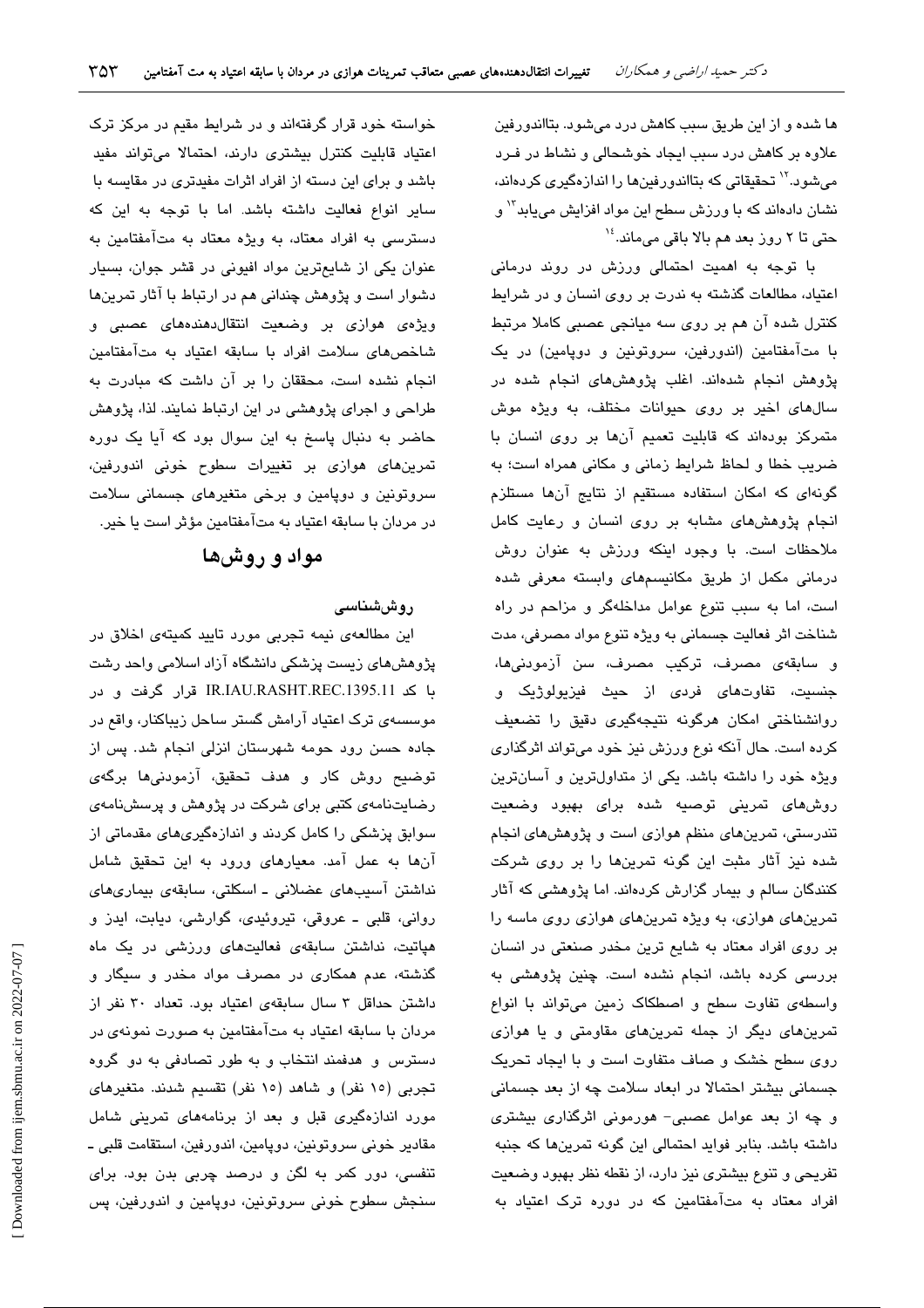ها شده و از این طریق سبب کاهش درد می‌شود. بتااندورفین علاوه بر کاهش درد سبب ایجاد خوشحالی و نشاط در فرد می‌شود.[12] تحقیقاتی که بتااندورفین‌ها را اندازه‌گیری کرده‌اند، نشان داده‌اند که با ورزش سطح این مواد افزایش می‌یابد[13] و حتی تا ۲ روز بعد هم بالا باقی می‌ماند.[14]

با توجه به اهمیت احتمالی ورزش در روند درمانی اعتیاد، مطالعات گذشته به ندرت بر روی انسان و در شرایط کنترل شده آن هم بر روی سه میانجی عصبی کاملا مرتبط با مت‌آمفتامین (اندورفین، سروتونین و دوپامین) در یک پژوهش انجام شده‌اند. اغلب پژوهش‌های انجام شده در سال‌های اخیر بر روی حیوانات مختلف، به ویژه موش متمرکز بوده‌اند که قابلیت تعمیم آن‌ها بر روی انسان با ضریب خطا و لحاظ شرایط زمانی و مکانی همراه است؛ به گونه‌ای که امکان استفاده مستقیم از نتایج آن‌ها مستلزم انجام پژوهش‌های مشابه بر روی انسان و رعایت کامل ملاحظات است. با وجود اینکه ورزش به عنوان روش درمانی مکمل از طریق مکانیسم‌های وابسته معرفی شده است، اما به سبب تنوع عوامل مداخله‌گر و مزاحم در راه شناخت اثر فعالیت جسمانی به ویژه تنوع مواد مصرفی، مدت و سابقه‌ی مصرف، ترکیب مصرف، سن آزمودنی‌ها، جنسیت، تفاوت‌های فردی از حیث فیزیولوژیک و روانشناختی امکان هرگونه نتیجه‌گیری دقیق را تضعیف کرده است. حال آنکه نوع ورزش نیز خود می‌تواند اثرگذاری ویژه خود را داشته باشد. یکی از متداول‌ترین و آسان‌ترین روش‌های تمرینی توصیه شده برای بهبود وضعیت تندرستی، تمرین‌های منظم هوازی است و پژوهش‌های انجام شده نیز آثار مثبت این گونه تمرین‌ها را بر روی شرکت کنندگان سالم و بیمار گزارش کرده‌اند. اما پژوهشی که آثار تمرین‌های هوازی، به ویژه تمرین‌های هوازی روی ماسه را بر روی افراد معتاد به شایع ترین مخدر صنعتی در انسان بررسی کرده باشد، انجام نشده است. چنین پژوهشی به واسطه‌ی تفاوت سطح و اصطکاک زمین می‌تواند با انواع تمرین‌های دیگر از جمله تمرین‌های مقاومتی و یا هوازی روی سطح خشک و صاف متفاوت است و با ایجاد تحریک جسمانی بیشتر احتمالا در ابعاد سلامت چه از بعد جسمانی و چه از بعد عوامل عصبی- هورمونی اثرگذاری بیشتری داشته باشد. بنابر فواید احتمالی این گونه تمرین‌ها که جنبه تفریحی و تنوع بیشتری نیز دارد، از نقطه نظر بهبود وضعیت افراد معتاد به مت‌آمفتامین که در دوره ترک اعتیاد به خواسته خود قرار گرفته‌اند و در شرایط مقیم در مرکز ترک اعتیاد قابلیت کنترل بیشتری دارند، احتمالا می‌تواند مفید باشد و برای این دسته از افراد اثرات مفیدتری در مقایسه با سایر انواع فعالیت داشته باشد. اما با توجه به این که دسترسی به افراد معتاد، به ویژه معتاد به مت‌آمفتامین به عنوان یکی از شایع‌ترین مواد افیونی در قشر جوان، بسیار دشوار است و پژوهش چندانی هم در ارتباط با آثار تمرین‌ها ویژه‌ی هوازی بر وضعیت انتقال‌دهنده‌های عصبی و شاخص‌های سلامت افراد با سابقه اعتیاد به مت‌آمفتامین انجام نشده است، محققان را بر آن داشت که مبادرت به طراحی و اجرای پژوهشی در این ارتباط نمایند. لذا، پژوهش حاضر به دنبال پاسخ به این سوال بود که آیا یک دوره تمرین‌های هوازی بر تغییرات سطوح خونی اندورفین، سروتونین و دوپامین و برخی متغیرهای جسمانی سلامت در مردان با سابقه اعتیاد به مت‌آمفتامین مؤثر است یا خیر.

## مواد و روش‌ها

### روش‌شناسی

این مطالعه‌ی نیمه تجربی مورد تایید کمیته‌ی اخلاق در پژوهش‌های زیست پزشکی دانشگاه آزاد اسلامی واحد رشت با کد IR.IAU.RASHT.REC.1395.11 قرار گرفت و در موسسه‌ی ترک اعتیاد آرامش گستر ساحل زیباکنار، واقع در جاده حسن رود حومه شهرستان انزلی انجام شد. پس از توضیح روش کار و هدف تحقیق، آزمودنی‌ها برگه‌ی رضایت‌نامه‌ی کتبی برای شرکت در پژوهش و پرسش‌نامه‌ی سوابق پزشکی را کامل کردند و اندازه‌گیری‌های مقدماتی از آن‌ها به عمل آمد. معیارهای ورود به این تحقیق شامل نداشتن آسیب‌های عضلانی ـ اسکلتی، سابقه‌ی بیماری‌های روانی، قلبی ـ عروقی، تیروئیدی، گوارشی، دیابت، ایدز و هپاتیت، نداشتن سابقه‌ی فعالیت‌های ورزشی در یک ماه گذشته، عدم همکاری در مصرف مواد مخدر و سیگار و داشتن حداقل ۳ سال سابقه‌ی اعتیاد بود. تعداد ۳۰ نفر از مردان با سابقه اعتیاد به مت‌آمفتامین به صورت نمونه‌ی در دسترس و هدفمند انتخاب و به طور تصادفی به دو گروه تجربی (۱۵ نفر) و شاهد (۱۵ نفر) تقسیم شدند. متغیرهای مورد اندازه‌گیری قبل و بعد از برنامه‌های تمرینی شامل مقادیر خونی سروتونین، دوپامین، اندورفین، استقامت قلبی ـ تنفسی، دور کمر به لگن و درصد چربی بدن بود. برای سنجش سطوح خونی سروتونین، دوپامین و اندورفین، پس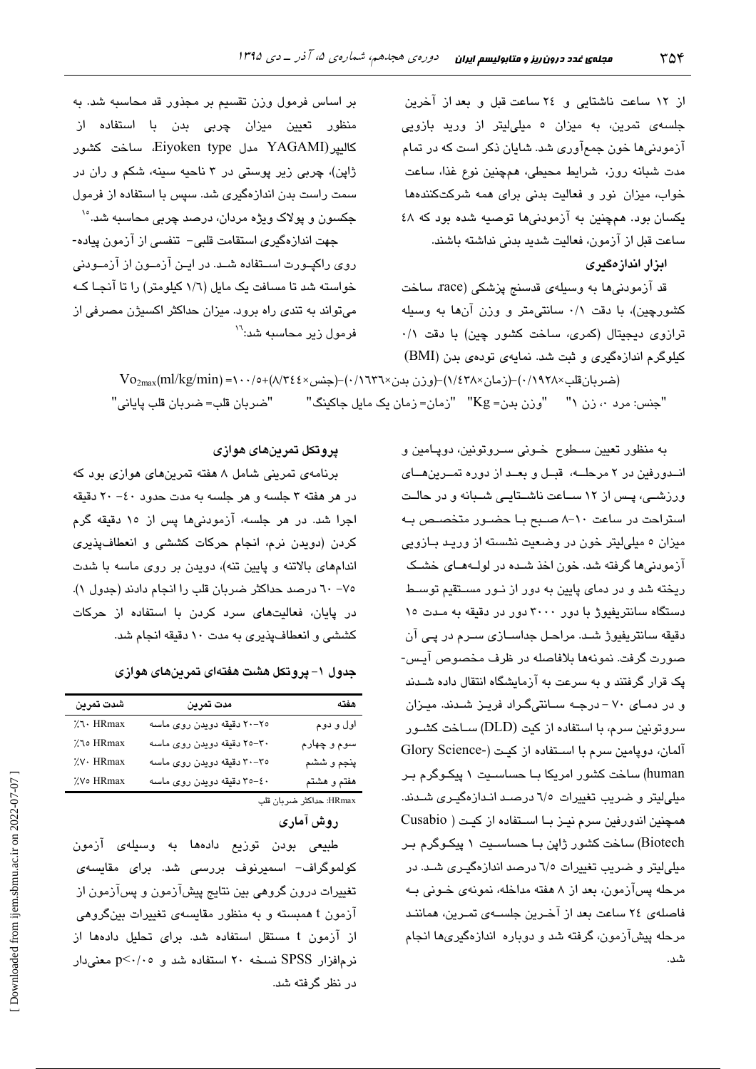از ۱۲ ساعت ناشتایی و ۲۴ ساعت قبل و بعد از آخرین جلسه‌ی تمرین، به میزان ۵ میلی‌لیتر از ورید بازویی آزمودنی‌ها خون جمع‌آوری شد. شایان ذکر است که در تمام مدت شبانه روز، شرایط محیطی، همچنین نوع غذا، ساعت خواب، میزان نور و فعالیت بدنی برای همه شرکت‌کننده‌ها یکسان بود. همچنین به آزمودنی‌ها توصیه شده بود که ۴۸ ساعت قبل از آزمون، فعالیت شدید بدنی نداشته باشند.

**ابزار اندازه‌گیری**

قد آزمودنی‌ها به وسیله‌ی قدسنج پزشکی (race، ساخت کشورچین)، با دقت ۰/۱ سانتی‌متر و وزن آن‌ها به وسیله ترازوی دیجیتال (کمری، ساخت کشور چین) با دقت ۰/۱ کیلوگرم اندازه‌گیری و ثبت شد. نمایه‌ی توده‌ی بدن (BMI) بر اساس فرمول وزن تقسیم بر مجذور قد محاسبه شد. به منظور تعیین میزان چربی بدن با استفاده از کالیپر(YAGAMI مدل Eiyoken type، ساخت کشور ژاپن)، چربی زیر پوستی در ۳ ناحیه سینه، شکم و ران در سمت راست بدن اندازه‌گیری شد. سپس با استفاده از فرمول جکسون و پولاک ویژه مردان، درصد چربی محاسبه شد.[15]

جهت اندازه‌گیری استقامت قلبی- تنفسی از آزمون پیاده‌روی راکپورت استفاده شد. در این آزمون از آزمودنی خواسته شد تا مسافت یک مایل (۱/۶ کیلومتر) را تا آنجا که می‌تواند به تندی راه برود. میزان حداکثر اکسیژن مصرفی از فرمول زیر محاسبه شد:[16]

$$Vo_{2max}(ml/kg/min) = ۱۰۰/۵+(۸/۳۴۴\times \text{جنس})-(۰/۱۶۳۶\times \text{وزن بدن})-(۱/۴۳۸\times \text{زمان})-(۰/۱۹۲۸\times \text{ضربان‌قلب})$$

"جنس: مرد ۰، زن ۱"  "وزن بدن= Kg"  "زمان= زمان یک مایل جاکینگ"  "ضربان قلب= ضربان قلب پایانی"

به منظور تعیین سطوح خونی سروتونین، دوپامین و اندورفین در ۲ مرحله، قبل و بعد از دوره تمرین‌های ورزشی، پس از ۱۲ ساعت ناشتایی شبانه و در حالت استراحت در ساعت ۱۰-۸ صبح با حضور متخصص به میزان ۵ میلی‌لیتر خون در وضعیت نشسته از ورید بازویی آزمودنی‌ها گرفته شد. خون اخذ شده در لوله‌های خشک ریخته شد و در دمای پایین به دور از نور مستقیم توسط دستگاه سانتریفیوژ با دور ۳۰۰۰ دور در دقیقه به مدت ۱۵ دقیقه سانتریفیوژ شد. مراحل جداسازی سرم در پی آن صورت گرفت. نمونه‌ها بلافاصله در ظرف مخصوص آیس‌پک قرار گرفتند و به سرعت به آزمایشگاه انتقال داده شدند و در دمای ۷۰- درجه سانتی‌گراد فریز شدند. میزان سروتونین سرم، با استفاده از کیت (DLD) ساخت کشور آلمان، دوپامین سرم با استفاده از کیت (Glory Science-human) ساخت کشور امریکا با حساسیت ۱ پیکوگرم بر میلی‌لیتر و ضریب تغییرات ۶/۵ درصد اندازه‌گیری شدند. همچنین اندورفین سرم نیز با استفاده از کیت (Cusabio Biotech) ساخت کشور ژاپن با حساسیت ۱ پیکوگرم بر میلی‌لیتر و ضریب تغییرات ۶/۵ درصد اندازه‌گیری شد. در مرحله پس‌آزمون، بعد از ۸ هفته مداخله، نمونه‌ی خونی به فاصله‌ی ۲۴ ساعت بعد از آخرین جلسه‌ی تمرین، همانند مرحله پیش‌آزمون، گرفته شد و دوباره اندازه‌گیری‌ها انجام شد.

**پروتکل تمرین‌های هوازی**

برنامه‌ی تمرینی شامل ۸ هفته تمرین‌های هوازی بود که در هر هفته ۳ جلسه و هر جلسه به مدت حدود ۴۰- ۲۰ دقیقه اجرا شد. در هر جلسه، آزمودنی‌ها پس از ۱۵ دقیقه گرم کردن (دویدن نرم، انجام حرکات کششی و انعطاف‌پذیری اندام‌های بالاتنه و پایین تنه)، دویدن بر روی ماسه با شدت ۷۵- ۶۰ درصد حداکثر ضربان قلب را انجام دادند (جدول ۱). در پایان، فعالیت‌های سرد کردن با استفاده از حرکات کششی و انعطاف‌پذیری به مدت ۱۰ دقیقه انجام شد.

**جدول ۱- پروتکل هشت هفته‌ای تمرین‌های هوازی**

| هفته | مدت تمرین | شدت تمرین |
|---|---|---|
| اول و دوم | ۲۵-۲۰ دقیقه دویدن روی ماسه | ٪۶۰ HRmax |
| سوم و چهارم | ۳۰-۲۵ دقیقه دویدن روی ماسه | ٪۶۵ HRmax |
| پنجم و ششم | ۳۵-۳۰ دقیقه دویدن روی ماسه | ٪۷۰ HRmax |
| هفتم و هشتم | ۴۰-۳۵ دقیقه دویدن روی ماسه | ٪۷۵ HRmax |

HRmax: حداکثر ضربان قلب

**روش آماری**

طبیعی بودن توزیع داده‌ها به وسیله‌ی آزمون کولموگراف- اسمیرنوف بررسی شد. برای مقایسه‌ی تغییرات درون گروهی بین نتایج پیش‌آزمون و پس‌آزمون از آزمون t همبسته و به منظور مقایسه‌ی تغییرات بین‌گروهی از آزمون t مستقل استفاده شد. برای تحلیل داده‌ها از نرم‌افزار SPSS نسخه ۲۰ استفاده شد و $p<۰/۰۵$ معنی‌دار در نظر گرفته شد.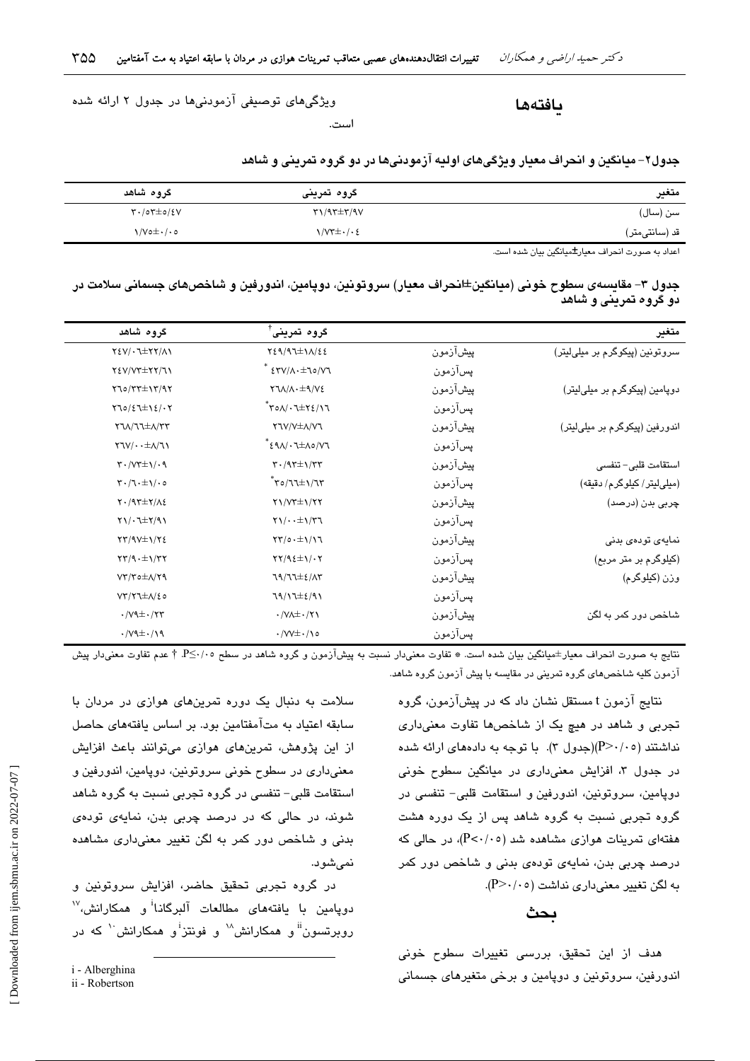## یافته‌ها

ویژگی‌های توصیفی آزمودنی‌ها در جدول ۲ ارائه شده است.

**جدول۲- میانگین و انحراف معیار ویژگی‌های اولیه آزمودنی‌ها در دو گروه تمرینی و شاهد**

| متغیر | گروه تمرینی | گروه شاهد |
|---|---|---|
| سن (سال) | ۳۱/۹۳±۳/۹۷ | ۳۰/۵۳±۵/٤۷ |
| قد (سانتی‌متر) | ۱/۷۳±۰/۰٤ | ۱/۷۵±۰/۰۵ |

اعداد به صورت انحراف معیار±میانگین بیان شده است.

**جدول ۳- مقایسه‌ی سطوح خونی (میانگین±انحراف معیار) سروتونین، دوپامین، اندورفین و شاخص‌های جسمانی سلامت در دو گروه تمرینی و شاهد**

| متغیر | | گروه تمرینی† | گروه شاهد |
|---|---|---|---|
| سروتونین (پیکوگرم بر میلی‌لیتر) | پیش‌آزمون | ۲٤۹/۹٦±۱۸/٤٤ | ۲٤۷/۰٦±۲۲/۸۱ |
| | پس‌آزمون | ٤۳۷/۸۰±٦۵/۷٦ * | ۲٤۷/۷۳±۲۲/٦۱ |
| دوپامین (پیکوگرم بر میلی‌لیتر) | پیش‌آزمون | ۲٦۸/۸۰±۹/۷٤ | ۲٦۵/۳۳±۱۳/۹۲ |
| | پس‌آزمون | ۳۵۸/۰٦±۲٤/۱٦* | ۲٦۵/٤٦±۱٤/۰۲ |
| اندورفین (پیکوگرم بر میلی‌لیتر) | پیش‌آزمون | ۲٦۷/۷±۸/۷٦ | ۲٦۸/٦٦±۸/۳۳ |
| | پس‌آزمون | ٤۹۸/۰٦±۸۵/۷٦* | ۲٦۷/۰۰±۸/٦۱ |
| استقامت قلبی- تنفسی (میلی‌لیتر/ کیلوگرم/ دقیقه) | پیش‌آزمون | ۳۰/۹۳±۱/۳۳ | ۳۰/۷۳±۱/۰۹ |
| | پس‌آزمون | ۳۵/٦٦±۱/٦۳* | ۳۰/٦۰±۱/۰۵ |
| چربی بدن (درصد) | پیش‌آزمون | ۲۱/۷۳±۱/۲۲ | ۲۰/۹۳±۲/۸٤ |
| | پس‌آزمون | ۲۱/۰۰±۱/۳٦ | ۲۱/۰٦±۲/۹۱ |
| نمایه‌ی توده‌ی بدنی (کیلوگرم بر متر مربع) | پیش‌آزمون | ۲۳/۵۰±۱/۱٦ | ۲۳/۹۷±۱/۲٤ |
| | پس‌آزمون | ۲۲/۹٤±۱/۰۲ | ۲۳/۹۰±۱/۳۲ |
| وزن (کیلوگرم) | پیش‌آزمون | ٦۹/٦٦±٤/۸۳ | ۷۳/۳۵±۸/۲۹ |
| | پس‌آزمون | ٦۹/۱٦±٤/۹۱ | ۷۳/۲٦±۸/٤۵ |
| شاخص دور کمر به لگن | پیش‌آزمون | ۰/۷۸±۰/۲۱ | ۰/۷۹±۰/۲۳ |
| | پس‌آزمون | ۰/۷۷±۰/۱۵ | ۰/۷۹±۰/۱۹ |

نتایج به صورت انحراف معیار±میانگین بیان شده است. * تفاوت معنی‌دار نسبت به پیش‌آزمون و گروه شاهد در سطح P≤۰/۰۵. † عدم تفاوت معنی‌دار پیش آزمون کلیه شاخص‌های گروه تمرینی در مقایسه با پیش آزمون گروه شاهد.

نتایج آزمون t مستقل نشان داد که در پیش‌آزمون، گروه تجربی و شاهد در هیچ یک از شاخص‌ها تفاوت معنی‌داری نداشتند (P>۰/۰۵)(جدول ۳). با توجه به داده‌های ارائه شده در جدول ۳، افزایش معنی‌داری در میانگین سطوح خونی دوپامین، سروتونین، اندورفین و استقامت قلبی- تنفسی در گروه تجربی نسبت به گروه شاهد پس از یک دوره هشت هفته‌ای تمرینات هوازی مشاهده شد (P<۰/۰۵)، در حالی که درصد چربی بدن، نمایه‌ی توده‌ی بدنی و شاخص دور کمر به لگن تغییر معنی‌داری نداشت (P>۰/۰۵).

## بحث

هدف از این تحقیق، بررسی تغییرات سطوح خونی اندورفین، سروتونین و دوپامین و برخی متغیرهای جسمانی سلامت به دنبال یک دوره تمرین‌های هوازی در مردان با سابقه اعتیاد به مت‌آمفتامین بود. بر اساس یافته‌های حاصل از این پژوهش، تمرین‌های هوازی می‌توانند باعث افزایش معنی‌داری در سطوح خونی سروتونین، دوپامین، اندورفین و استقامت قلبی- تنفسی در گروه تجربی نسبت به گروه شاهد شوند، در حالی که در درصد چربی بدن، نمایه‌ی توده‌ی بدنی و شاخص دور کمر به لگن تغییر معنی‌داری مشاهده نمی‌شود.

در گروه تجربی تحقیق حاضر، افزایش سروتونین و دوپامین با یافته‌های مطالعات آلبرگانا[i] و همکارانش،[17] روبرتسون[ii] و همکارانش[18] و فونتز[i] و همکارانش[10] که در

i - Alberghina
ii - Robertson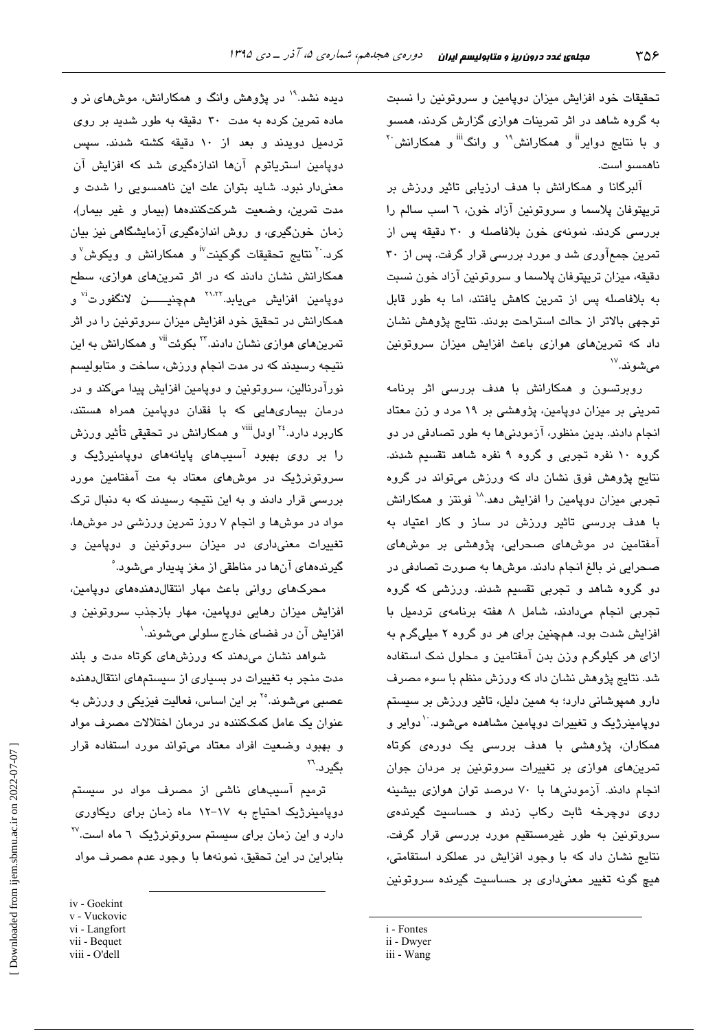تحقیقات خود افزایش میزان دوپامین و سروتونین را نسبت به گروه شاهد در اثر تمرینات هوازی گزارش کردند، همسو و با نتایج دوایر[ii] و همکارانش[19] و وانگ[iii] و همکارانش[20] ناهمسو است.

آلبرگانا و همکارانش با هدف ارزیابی تاثیر ورزش بر تریپتوفان پلاسما و سروتونین آزاد خون، ٦ اسب سالم را بررسی کردند. نمونه‌ی خون بلافاصله و ٣٠ دقیقه پس از تمرین جمع‌آوری شد و مورد بررسی قرار گرفت. پس از ٣٠ دقیقه، میزان تریپتوفان پلاسما و سروتونین آزاد خون نسبت به بلافاصله پس از تمرین کاهش یافتند، اما به طور قابل توجهی بالاتر از حالت استراحت بودند. نتایج پژوهش نشان داد که تمرین‌های هوازی باعث افزایش میزان سروتونین می‌شوند.[17]

روبرتسون و همکارانش با هدف بررسی اثر برنامه تمرینی بر میزان دوپامین، پژوهشی بر ١٩ مرد و زن معتاد انجام دادند. بدین منظور، آزمودنی‌ها به طور تصادفی در دو گروه ١٠ نفره تجربی و گروه ٩ نفره شاهد تقسیم شدند. نتایج پژوهش فوق نشان داد که ورزش می‌تواند در گروه تجربی میزان دوپامین را افزایش دهد.[18] فونتز و همکارانش با هدف بررسی تاثیر ورزش در ساز و کار اعتیاد به آمفتامین در موش‌های صحرایی، پژوهشی بر موش‌های صحرایی نر بالغ انجام دادند. موش‌ها به صورت تصادفی در دو گروه شاهد و تجربی تقسیم شدند. ورزشی که گروه تجربی انجام می‌دادند، شامل ٨ هفته برنامه‌ی تردمیل با افزایش شدت بود. همچنین برای هر دو گروه ٢ میلی‌گرم به ازای هر کیلوگرم وزن بدن آمفتامین و محلول نمک استفاده شد. نتایج پژوهش نشان داد که ورزش منظم با سوء مصرف دارو هم‌پوشانی دارد؛ به همین دلیل، تاثیر ورزش بر سیستم دوپامینرژیک و تغییرات دوپامین مشاهده می‌شود.[10] دوایر و همکاران، پژوهشی با هدف بررسی یک دوره‌ی کوتاه تمرین‌های هوازی بر تغییرات سروتونین بر مردان جوان انجام دادند. آزمودنی‌ها با ٧٠ درصد توان هوازی بیشینه روی دوچرخه ثابت رکاب زدند و حساسیت گیرنده‌ی سروتونین به طور غیرمستقیم مورد بررسی قرار گرفت. نتایج نشان داد که با وجود افزایش در عملکرد استقامتی، هیچ گونه تغییر معنی‌داری بر حساسیت گیرنده سروتونین دیده نشد.[19] در پژوهش وانگ و همکارانش، موش‌های نر و ماده تمرین کرده به مدت ٣٠ دقیقه به طور شدید بر روی تردمیل دویدند و بعد از ١٠ دقیقه کشته شدند. سپس دوپامین استریاتوم آن‌ها اندازه‌گیری شد که افزایش آن معنی‌دار نبود. شاید بتوان علت این ناهمسویی را شدت و مدت تمرین، وضعیت شرکت‌کننده‌ها (بیمار و غیر بیمار)، زمان خون‌گیری، و روش اندازه‌گیری آزمایشگاهی نیز بیان کرد.[20] نتایج تحقیقات گوکینت[iv] و همکارانش و ویکوش[v] و همکارانش نشان دادند که در اثر تمرین‌های هوازی، سطح دوپامین افزایش می‌یابد.[21,22] همچنین لانگفورت[vi] و همکارانش در تحقیق خود افزایش میزان سروتونین را در اثر تمرین‌های هوازی نشان دادند.[23] بکوئت[vii] و همکارانش به این نتیجه رسیدند که در مدت انجام ورزش، ساخت و متابولیسم نورآدرنالین، سروتونین و دوپامین افزایش پیدا می‌کند و در درمان بیماری‌هایی که با فقدان دوپامین همراه هستند، کاربرد دارد.[24] اودل[viii] و همکارانش در تحقیقی تأثیر ورزش را بر روی بهبود آسیب‌های پایانه‌های دوپامینرژیک و سروتونرژیک در موش‌های معتاد به مت آمفتامین مورد بررسی قرار دادند و به این نتیجه رسیدند که به دنبال ترک مواد در موش‌ها و انجام ٧ روز تمرین ورزشی در موش‌ها، تغییرات معنی‌داری در میزان سروتونین و دوپامین و گیرنده‌های آن‌ها در مناطقی از مغز پدیدار می‌شود.[5]

محرک‌های روانی باعث مهار انتقال‌دهنده‌های دوپامین، افزایش میزان رهایی دوپامین، مهار بازجذب سروتونین و افزایش آن در فضای خارج سلولی می‌شوند.[1]

شواهد نشان می‌دهند که ورزش‌های کوتاه مدت و بلند مدت منجر به تغییرات در بسیاری از سیستم‌های انتقال‌دهنده عصبی می‌شوند.[25] بر این اساس، فعالیت فیزیکی و ورزش به عنوان یک عامل کمک‌کننده در درمان اختلالات مصرف مواد و بهبود وضعیت افراد معتاد می‌تواند مورد استفاده قرار بگیرد.[26]

ترمیم آسیب‌های ناشی از مصرف مواد در سیستم دوپامینرژیک احتیاج به ١٧-١٢ ماه زمان برای ریکاوری دارد و این زمان برای سیستم سروتونرژیک ٦ ماه است.[27] بنابراین در این تحقیق، نمونه‌ها با وجود عدم مصرف مواد

---

i - Fontes
ii - Dwyer
iii - Wang
iv - Goekint
v - Vuckovic
vi - Langfort
vii - Bequet
viii - O'dell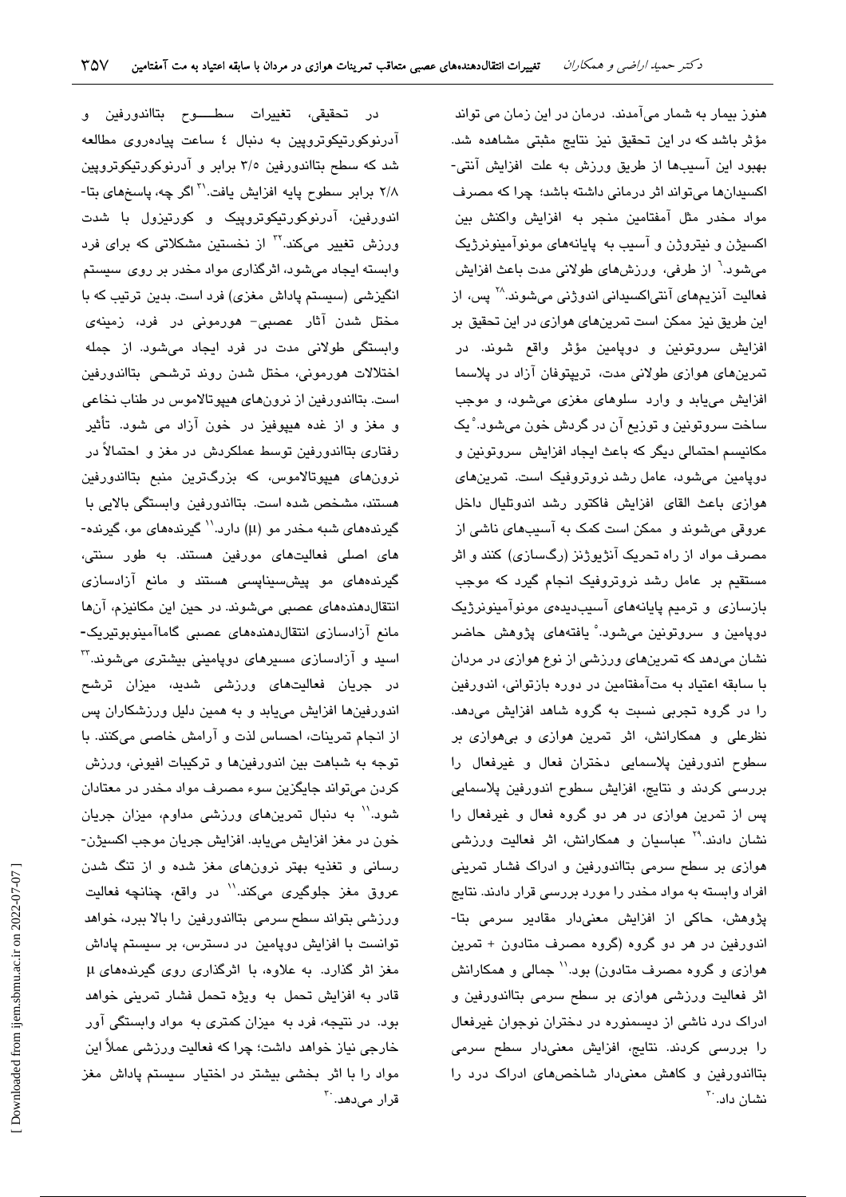هنوز بیمار به شمار می‌آمدند. درمان در این زمان می تواند مؤثر باشد که در این تحقیق نیز نتایج مثبتی مشاهده شد. بهبود این آسیب‌ها از طریق ورزش به علت افزایش آنتی-اکسیدان‌ها می‌تواند اثر درمانی داشته باشد؛ چرا که مصرف مواد مخدر مثل آمفتامین منجر به افزایش واکنش بین اکسیژن و نیتروژن و آسیب به پایانه‌های مونوآمینونرژیک می‌شود.[6] از طرفی، ورزش‌های طولانی مدت باعث افزایش فعالیت آنزیم‌های آنتی‌اکسیدانی اندوژنی می‌شوند.[28] پس، از این طریق نیز ممکن است تمرین‌های هوازی در این تحقیق بر افزایش سروتونین و دوپامین مؤثر واقع شوند. در تمرین‌های هوازی طولانی مدت، تریپتوفان آزاد در پلاسما افزایش می‌یابد و وارد سلوهای مغزی می‌شود، و موجب ساخت سروتونین و توزیع آن در گردش خون می‌شود.[5] یک مکانیسم احتمالی دیگر که باعث ایجاد افزایش سروتونین و دوپامین می‌شود، عامل رشد نوروتروفیک است. تمرین‌های هوازی باعث القای افزایش فاکتور رشد اندوتلیال داخل عروقی می‌شوند و ممکن است کمک به آسیب‌های ناشی از مصرف مواد از راه تحریک آنژیوژنز (رگسازی) کنند و اثر مستقیم بر عامل رشد نوروتروفیک انجام گیرد که موجب بازسازی و ترمیم پایانه‌های آسیب‌دیده‌ی مونوآمینونرژیک دوپامین و سروتونین می‌شود.[5] یافته‌های پژوهش حاضر نشان می‌دهد که تمرین‌های ورزشی از نوع هوازی در مردان با سابقه اعتیاد به مت‌آمفتامین در دوره بازتوانی، اندورفین را در گروه تجربی نسبت به گروه شاهد افزایش می‌دهد. نظرعلی و همکارانش، اثر تمرین هوازی و بی‌هوازی بر سطوح اندورفین پلاسمایی دختران فعال و غیرفعال را بررسی کردند و نتایج، افزایش سطوح اندورفین پلاسمایی پس از تمرین هوازی را در هر دو گروه فعال و غیرفعال را نشان دادند.[29] عباسیان و همکارانش، اثر فعالیت ورزشی هوازی بر سطح سرمی بتااندورفین و ادراک فشار تمرینی افراد وابسته به مواد مخدر را مورد بررسی قرار دادند. نتایج پژوهش، حاکی از افزایش معنی‌دار مقادیر سرمی بتا-اندورفین در هر دو گروه (گروه مصرف متادون + تمرین هوازی و گروه مصرف متادون) بود.[11] جمالی و همکارانش اثر فعالیت ورزشی هوازی بر سطح سرمی بتااندورفین و ادراک درد ناشی از دیسمنوره در دختران نوجوان غیرفعال را بررسی کردند. نتایج، افزایش معنی‌دار سطح سرمی بتااندورفین و کاهش معنی‌دار شاخص‌های ادراک درد را نشان داد.[30]

در تحقیقی، تغییرات سطـــوح بتااندورفین و آدرنوکورتیکوتروپین به دنبال ٤ ساعت پیاده‌روی مطالعه شد که سطح بتااندورفین ٣/٥ برابر و آدرنوکورتیکوتروپین ٢/٨ برابر سطوح پایه افزایش یافت.[31] اگر چه، پاسخ‌های بتا-اندورفین، آدرنوکورتیکوتروپیک و کورتیزول با شدت ورزش تغییر می‌کند.[32] از نخستین مشکلاتی که برای فرد وابسته ایجاد می‌شود، اثرگذاری مواد مخدر بر روی سیستم انگیزشی (سیستم پاداش مغزی) فرد است. بدین ترتیب که با مختل شدن آثار عصبی- هورمونی در فرد، زمینه‌ی وابستگی طولانی مدت در فرد ایجاد می‌شود. از جمله اختلالات هورمونی، مختل شدن روند ترشحی بتااندورفین است. بتااندورفین از نرون‌های هیپوتالاموس در طناب نخاعی و مغز و از غده هیپوفیز در خون آزاد می شود. تأثیر رفتاری بتااندورفین توسط عملکردش در مغز و احتمالاً در نرون‌های هیپوتالاموس، که بزرگ‌ترین منبع بتااندورفین هستند، مشخص شده است. بتااندورفین وابستگی بالایی با گیرنده‌های شبه مخدر مو (µ) دارد.[11] گیرنده‌های مو، گیرنده-های اصلی فعالیت‌های مورفین هستند. به طور سنتی، گیرنده‌های مو پیش‌سیناپسی هستند و مانع آزادسازی انتقال‌دهنده‌های عصبی می‌شوند. در حین این مکانیزم، آن‌ها مانع آزادسازی انتقال‌دهنده‌های عصبی گاماآمینوبوتیریک-اسید و آزادسازی مسیرهای دوپامینی بیشتری می‌شوند.[33] در جریان فعالیت‌های ورزشی شدید، میزان ترشح اندورفین‌ها افزایش می‌یابد و به همین دلیل ورزشکاران پس از انجام تمرینات، احساس لذت و آرامش خاصی می‌کنند. با توجه به شباهت بین اندورفین‌ها و ترکیبات افیونی، ورزش کردن می‌تواند جایگزین سوء مصرف مواد مخدر در معتادان شود.[11] به دنبال تمرین‌های ورزشی مداوم، میزان جریان خون در مغز افزایش می‌یابد. افزایش جریان موجب اکسیژن-رسانی و تغذیه بهتر نرون‌های مغز شده و از تنگ شدن عروق مغز جلوگیری می‌کند.[11] در واقع، چنانچه فعالیت ورزشی بتواند سطح سرمی بتااندورفین را بالا ببرد، خواهد توانست با افزایش دوپامین در دسترس، بر سیستم پاداش مغز اثر گذارد. به علاوه، با اثرگذاری روی گیرنده‌های µ قادر به افزایش تحمل به ویژه تحمل فشار تمرینی خواهد بود. در نتیجه، فرد به میزان کمتری به مواد وابستگی آور خارجی نیاز خواهد داشت؛ چرا که فعالیت ورزشی عملاً این مواد را با اثر بخشی بیشتر در اختیار سیستم پاداش مغز قرار می‌دهد.[30]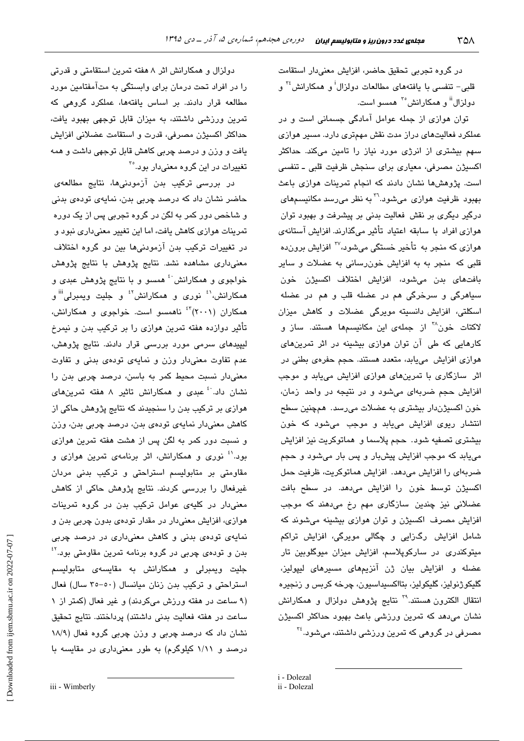در گروه تجربی تحقیق حاضر، افزایش معنی‌دار استقامت قلبی- تنفسی با یافته‌های مطالعات دولزال[i] و همکارانش[34] و دولزال[ii] و همکارانش[35] همسو است.

توان هوازی از جمله عوامل آمادگی جسمانی است و در عملکرد فعالیت‌های دراز مدت نقش مهم‌تری دارد. مسیر هوازی سهم بیشتری از انرژی مورد نیاز را تامین می‌کند. حداکثر اکسیژن مصرفی، معیاری برای سنجش ظرفیت قلبی ـ تنفسی است. پژوهش‌ها نشان دادند که انجام تمرینات هوازی باعث بهبود ظرفیت هوازی می‌شود.[36] به نظر می‌رسد مکانیسم‌های درگیر دیگری بر نقش فعالیت بدنی بر پیشرفت و بهبود توان هوازی افراد با سابقه اعتیاد تأثیر می‌گذارند. افزایش آستانه‌ی هوازی که منجر به تأخیر خستگی می‌شود،[37] افزایش برون‌ده قلبی که منجر به به افزایش خون‌رسانی به عضلات و سایر بافت‌های بدن می‌شود، افزایش اختلاف اکسیژن خون سیاهرگی و سرخرگی هم در عضله قلب و هم در عضله اسکلتی، افزایش دانسیته مویرگی عضلات و کاهش میزان لاکتات خون[38] از جمله‌ی این مکانیسم‌ها هستند. ساز و کارهایی که طی آن توان هوازی بیشینه در اثر تمرین‌های هوازی افزایش می‌یابد، متعدد هستند. حجم حفره‌ی بطنی در اثر سازگاری با تمرین‌های هوازی افزایش می‌یابد و موجب افزایش حجم ضربه‌ای می‌شود و در نتیجه در واحد زمان، خون اکسیژن‌دار بیشتری به عضلات می‌رسد. همچنین سطح انتشار ریوی افزایش می‌یابد و موجب می‌شود که خون بیشتری تصفیه شود. حجم پلاسما و هماتوکریت نیز افزایش می‌یابد که موجب افزایش پیش‌بار و پس بار می‌شود و حجم ضربه‌ای را افزایش می‌دهد. افزایش هماتوکریت، ظرفیت حمل اکسیژن توسط خون را افزایش می‌دهد. در سطح بافت عضلانی نیز چندین سازگاری مهم رخ می‌دهند که موجب افزایش مصرف اکسیژن و توان هوازی بیشینه می‌شوند که شامل افزایش رگزایی و چگالی مویرگی، افزایش تراکم میتوکندری در سارکوپلاسم، افزایش میزان میوگلوبین تار عضله و افزایش بیان ژن آنزیم‌های مسیرهای لیپولیز، گلیکوژنولیز، گلیکولیز، بتااکسیداسیون، چرخه کربس و زنجیره انتقال الکترون هستند.[39] نتایج پژوهش دولزال و همکارانش نشان می‌دهد که تمرین ورزشی باعث بهبود حداکثر اکسیژن مصرفی در گروهی که تمرین ورزشی داشتند، می‌شود.[34]

دولزال و همکارانش اثر ۸ هفته تمرین استقامتی و قدرتی را در افراد تحت درمان برای وابستگی به مت‌آمفتامین مورد مطالعه قرار دادند. بر اساس یافته‌ها، عملکرد گروهی که تمرین ورزشی داشتند، به میزان قابل توجهی بهبود یافت، حداکثر اکسیژن مصرفی، قدرت و استقامت عضلانی افزایش یافت و وزن و درصد چربی کاهش قابل توجهی داشت و همه تغییرات در این گروه معنی‌دار بود.[35]

در بررسی ترکیب بدن آزمودنی‌ها، نتایج مطالعه‌ی حاضر نشان داد که درصد چربی بدن، نمایه‌ی توده‌ی بدنی و شاخص دور کمر به لگن در گروه تجربی پس از یک دوره تمرینات هوازی کاهش یافت، اما این تغییر معنی‌داری نبود و در تغییرات ترکیب بدن آزمودنی‌ها بین دو گروه اختلاف معنی‌داری مشاهده نشد. نتایج پژوهش با نتایج پژوهش خواجوی و همکارانش[40] همسو و با نتایج پژوهش عبدی و همکارانش،[41] نوری و همکارانش[42] و جلیت ویمبرلی[iii] و همکاران (۲۰۰۱)[43] ناهمسو است. خواجوی و همکارانش، تأثیر دوازده هفته تمرین هوازی را بر ترکیب بدن و نیمرخ لیپیدهای سرمی مورد بررسی قرار دادند. نتایج پژوهش، عدم تفاوت معنی‌دار وزن و نمایه‌ی توده‌ی بدنی و تفاوت معنی‌دار نسبت محیط کمر به باسن، درصد چربی بدن را نشان داد.[40] عبدی و همکارانش تاثیر ۸ هفته تمرین‌های هوازی بر ترکیب بدن را سنجیدند که نتایج پژوهش حاکی از کاهش معنی‌دار نمایه‌ی توده‌ی بدن، درصد چربی بدن، وزن و نسبت دور کمر به لگن پس از هشت هفته تمرین هوازی بود.[41] نوری و همکارانش، اثر برنامه‌ی تمرین هوازی و مقاومتی بر متابولیسم استراحتی و ترکیب بدنی مردان غیرفعال را بررسی کردند. نتایج پژوهش حاکی از کاهش معنی‌دار در کلیه‌ی عوامل ترکیب بدن در گروه تمرینات هوازی، افزایش معنی‌دار در مقدار توده‌ی بدون چربی بدن و نمایه‌ی توده‌ی بدنی و کاهش معنی‌داری در درصد چربی بدن و توده‌ی چربی در گروه برنامه تمرین مقاومتی بود.[42] جلیت ویمبرلی و همکارانش به مقایسه‌ی متابولیسم استراحتی و ترکیب بدن زنان میانسال (۵۰-۳۵ سال) فعال (۹ ساعت در هفته ورزش می‌کردند) و غیر فعال (کمتر از ۱ ساعت در هفته فعالیت بدنی داشتند) پرداختند. نتایج تحقیق نشان داد که درصد چربی و وزن چربی گروه فعال (۱۸/۹ درصد و ۱/۱۱ کیلوگرم) به طور معنی‌داری در مقایسه با

i - Dolezal
ii - Dolezal
iii - Wimberly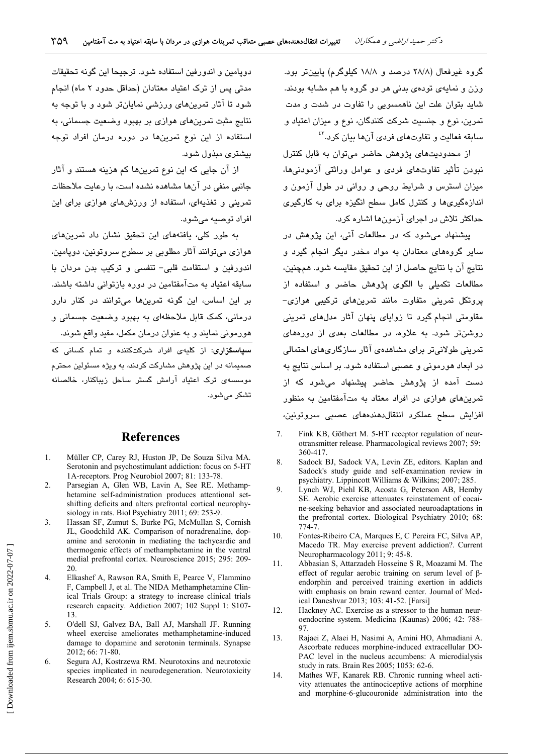گروه غیرفعال (۲۸/۸ درصد و ۱۸/۸ کیلوگرم) پایین‌تر بود. وزن و نمایه‌ی توده‌ی بدنی هر دو گروه با هم مشابه بودند. شاید بتوان علت این ناهمسویی را تفاوت در شدت و مدت تمرین، نوع و جنسیت شرکت کنندگان، نوع و میزان اعتیاد و سابقه فعالیت و تفاوت‌های فردی آن‌ها بیان کرد.[۴۳]

از محدودیت‌های پژوهش حاضر می‌توان به قابل کنترل نبودن تأثیر تفاوت‌های فردی و عوامل وراثتی آزمودنی‌ها، میزان استرس و شرایط روحی و روانی در طول آزمون و اندازه‌گیری‌ها و کنترل کامل سطح انگیزه برای به کارگیری حداکثر تلاش در اجرای آزمون‌ها اشاره کرد.

پیشنهاد می‌شود که در مطالعات آتی، این پژوهش در سایر گروه‌های معتادان به مواد مخدر دیگر انجام گیرد و نتایج آن با نتایج حاصل از این تحقیق مقایسه شود. همچنین، مطالعات تکمیلی با الگوی پژوهش حاضر و استفاده از پروتکل تمرینی متفاوت مانند تمرین‌های ترکیبی هوازی- مقاومتی انجام گیرد تا زوایای پنهان آثار مدل‌های تمرینی روشن‌تر شود. به علاوه، در مطالعات بعدی از دوره‌های تمرینی طولانی‌تر برای مشاهده‌ی آثار سازگاری‌های احتمالی در ابعاد هورمونی و عصبی استفاده شود. بر اساس نتایج به دست آمده از پژوهش حاضر پیشنهاد می‌شود که از تمرین‌های هوازی در افراد معتاد به مت‌آمفتامین به منظور افزایش سطح عملکرد انتقال‌دهنده‌های عصبی سروتونین، دوپامین و اندورفین استفاده شود. ترجیحا این گونه تحقیقات مدتی پس از ترک اعتیاد معتادان (حداقل حدود ۲ ماه) انجام شود تا آثار تمرین‌های ورزشی نمایان‌تر شود و با توجه به نتایج مثبت تمرین‌های هوازی بر بهبود وضعیت جسمانی، به استفاده از این نوع تمرین‌ها در دوره درمان افراد توجه بیشتری مبذول شود.

از آن جایی که این نوع تمرین‌ها کم هزینه هستند و آثار جانبی منفی در آن‌ها مشاهده نشده است، با رعایت ملاحظات تمرینی و تغذیه‌ای، استفاده از ورزش‌های هوازی برای این افراد توصیه می‌شود.

به طور کلی، یافته‌های این تحقیق نشان داد تمرین‌های هوازی می‌توانند آثار مطلوبی بر سطوح سروتونین، دوپامین، اندورفین و استقامت قلبی- تنفسی و ترکیب بدن مردان با سابقه اعتیاد به مت‌آمفتامین در دوره بازتوانی داشته باشند. بر این اساس، این گونه تمرین‌ها می‌توانند در کنار دارو درمانی، کمک قابل ملاحظه‌ای به بهبود وضعیت جسمانی و هورمونی نمایند و به عنوان درمان مکمل، مفید واقع شوند.

**سپاسگزاری:** از کلیه‌ی افراد شرکت‌کننده و تمام کسانی که صمیمانه در این پژوهش مشارکت کردند، به ویژه مسئولین محترم موسسه‌ی ترک اعتیاد آرامش گستر ساحل زیباکنار، خالصانه تشکر می‌شود.

## References

1. Müller CP, Carey RJ, Huston JP, De Souza Silva MA. Serotonin and psychostimulant addiction: focus on 5-HT 1A-receptors. Prog Neurobiol 2007; 81: 133-78.
2. Parsegian A, Glen WB, Lavin A, See RE. Methamphetamine self-administration produces attentional set-shifting deficits and alters prefrontal cortical neurophysiology in rats. Biol Psychiatry 2011; 69: 253-9.
3. Hassan SF, Zumut S, Burke PG, McMullan S, Cornish JL, Goodchild AK. Comparison of noradrenaline, dopamine and serotonin in mediating the tachycardic and thermogenic effects of methamphetamine in the ventral medial prefrontal cortex. Neuroscience 2015; 295: 209-20.
4. Elkashef A, Rawson RA, Smith E, Pearce V, Flammino F, Campbell J, et al. The NIDA Methamphetamine Clinical Trials Group: a strategy to increase clinical trials research capacity. Addiction 2007; 102 Suppl 1: S107-13.
5. O'dell SJ, Galvez BA, Ball AJ, Marshall JF. Running wheel exercise ameliorates methamphetamine-induced damage to dopamine and serotonin terminals. Synapse 2012; 66: 71-80.
6. Segura AJ, Kostrzewa RM. Neurotoxins and neurotoxic species implicated in neurodegeneration. Neurotoxicity Research 2004; 6: 615-30.
7. Fink KB, Göthert M. 5-HT receptor regulation of neurotransmitter release. Pharmacological reviews 2007; 59: 360-417.
8. Sadock BJ, Sadock VA, Levin ZE, editors. Kaplan and Sadock's study guide and self-examination review in psychiatry. Lippincott Williams & Wilkins; 2007; 285.
9. Lynch WJ, Piehl KB, Acosta G, Peterson AB, Hemby SE. Aerobic exercise attenuates reinstatement of cocaine-seeking behavior and associated neuroadaptations in the prefrontal cortex. Biological Psychiatry 2010; 68: 774-7.
10. Fontes-Ribeiro CA, Marques E, C Pereira FC, Silva AP, Macedo TR. May exercise prevent addiction?. Current Neuropharmacology 2011; 9: 45-8.
11. Abbasian S, Attarzadeh Hosseine S R, Moazami M. The effect of regular aerobic training on serum level of β-endorphin and perceived training exertion in addicts with emphasis on brain reward center. Journal of Medical Daneshvar 2013; 103: 41-52. [Farsi]
12. Hackney AC. Exercise as a stressor to the human neuroendocrine system. Medicina (Kaunas) 2006; 42: 788-97.
13. Rajaei Z, Alaei H, Nasimi A, Amini HO, Ahmadiani A. Ascorbate reduces morphine-induced extracellular DOPAC level in the nucleus accumbens: A microdialysis study in rats. Brain Res 2005; 1053: 62-6.
14. Mathes WF, Kanarek RB. Chronic running wheel activity attenuates the antinociceptive actions of morphine and morphine-6-glucouronide administration into the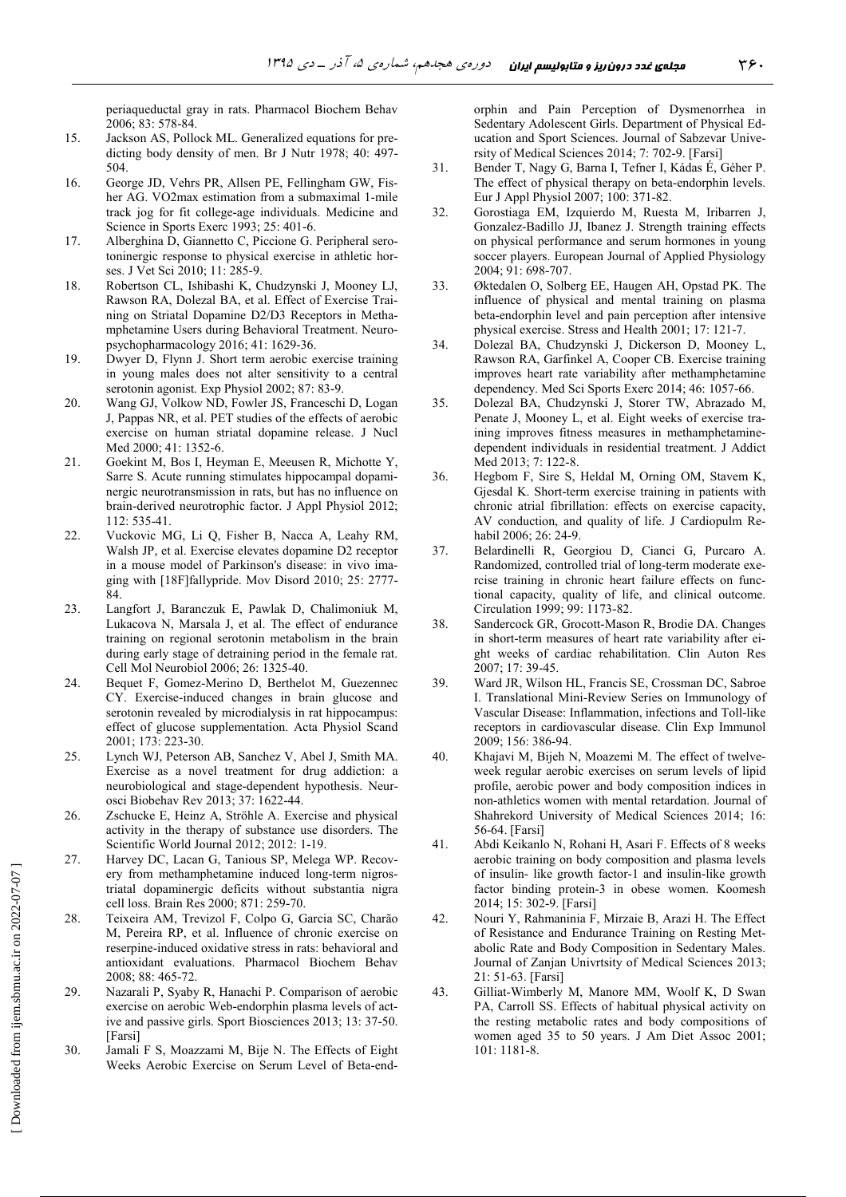periaqueductal gray in rats. Pharmacol Biochem Behav 2006; 83: 578-84.

15. Jackson AS, Pollock ML. Generalized equations for predicting body density of men. Br J Nutr 1978; 40: 497-504.
16. George JD, Vehrs PR, Allsen PE, Fellingham GW, Fisher AG. VO2max estimation from a submaximal 1-mile track jog for fit college-age individuals. Medicine and Science in Sports Exerc 1993; 25: 401-6.
17. Alberghina D, Giannetto C, Piccione G. Peripheral serotoninergic response to physical exercise in athletic horses. J Vet Sci 2010; 11: 285-9.
18. Robertson CL, Ishibashi K, Chudzynski J, Mooney LJ, Rawson RA, Dolezal BA, et al. Effect of Exercise Training on Striatal Dopamine D2/D3 Receptors in Methamphetamine Users during Behavioral Treatment. Neuropsychopharmacology 2016; 41: 1629-36.
19. Dwyer D, Flynn J. Short term aerobic exercise training in young males does not alter sensitivity to a central serotonin agonist. Exp Physiol 2002; 87: 83-9.
20. Wang GJ, Volkow ND, Fowler JS, Franceschi D, Logan J, Pappas NR, et al. PET studies of the effects of aerobic exercise on human striatal dopamine release. J Nucl Med 2000; 41: 1352-6.
21. Goekint M, Bos I, Heyman E, Meeusen R, Michotte Y, Sarre S. Acute running stimulates hippocampal dopaminergic neurotransmission in rats, but has no influence on brain-derived neurotrophic factor. J Appl Physiol 2012; 112: 535-41.
22. Vuckovic MG, Li Q, Fisher B, Nacca A, Leahy RM, Walsh JP, et al. Exercise elevates dopamine D2 receptor in a mouse model of Parkinson's disease: in vivo imaging with [18F]fallypride. Mov Disord 2010; 25: 2777-84.
23. Langfort J, Baranczuk E, Pawlak D, Chalimoniuk M, Lukacova N, Marsala J, et al. The effect of endurance training on regional serotonin metabolism in the brain during early stage of detraining period in the female rat. Cell Mol Neurobiol 2006; 26: 1325-40.
24. Bequet F, Gomez-Merino D, Berthelot M, Guezennec CY. Exercise-induced changes in brain glucose and serotonin revealed by microdialysis in rat hippocampus: effect of glucose supplementation. Acta Physiol Scand 2001; 173: 223-30.
25. Lynch WJ, Peterson AB, Sanchez V, Abel J, Smith MA. Exercise as a novel treatment for drug addiction: a neurobiological and stage-dependent hypothesis. Neurosci Biobehav Rev 2013; 37: 1622-44.
26. Zschucke E, Heinz A, Ströhle A. Exercise and physical activity in the therapy of substance use disorders. The Scientific World Journal 2012; 2012: 1-19.
27. Harvey DC, Lacan G, Tanious SP, Melega WP. Recovery from methamphetamine induced long-term nigrostriatal dopaminergic deficits without substantia nigra cell loss. Brain Res 2000; 871: 259-70.
28. Teixeira AM, Trevizol F, Colpo G, Garcia SC, Charão M, Pereira RP, et al. Influence of chronic exercise on reserpine-induced oxidative stress in rats: behavioral and antioxidant evaluations. Pharmacol Biochem Behav 2008; 88: 465-72.
29. Nazarali P, Syaby R, Hanachi P. Comparison of aerobic exercise on aerobic Web-endorphin plasma levels of active and passive girls. Sport Biosciences 2013; 13: 37-50. [Farsi]
30. Jamali F S, Moazzami M, Bije N. The Effects of Eight Weeks Aerobic Exercise on Serum Level of Beta-endorphin and Pain Perception of Dysmenorrhea in Sedentary Adolescent Girls. Department of Physical Education and Sport Sciences. Journal of Sabzevar University of Medical Sciences 2014; 7: 702-9. [Farsi]
31. Bender T, Nagy G, Barna I, Tefner I, Kádas É, Géher P. The effect of physical therapy on beta-endorphin levels. Eur J Appl Physiol 2007; 100: 371-82.
32. Gorostiaga EM, Izquierdo M, Ruesta M, Iribarren J, Gonzalez-Badillo JJ, Ibanez J. Strength training effects on physical performance and serum hormones in young soccer players. European Journal of Applied Physiology 2004; 91: 698-707.
33. Øktedalen O, Solberg EE, Haugen AH, Opstad PK. The influence of physical and mental training on plasma beta-endorphin level and pain perception after intensive physical exercise. Stress and Health 2001; 17: 121-7.
34. Dolezal BA, Chudzynski J, Dickerson D, Mooney L, Rawson RA, Garfinkel A, Cooper CB. Exercise training improves heart rate variability after methamphetamine dependency. Med Sci Sports Exerc 2014; 46: 1057-66.
35. Dolezal BA, Chudzynski J, Storer TW, Abrazado M, Penate J, Mooney L, et al. Eight weeks of exercise training improves fitness measures in methamphetamine-dependent individuals in residential treatment. J Addict Med 2013; 7: 122-8.
36. Hegbom F, Sire S, Heldal M, Orning OM, Stavem K, Gjesdal K. Short-term exercise training in patients with chronic atrial fibrillation: effects on exercise capacity, AV conduction, and quality of life. J Cardiopulm Rehabil 2006; 26: 24-9.
37. Belardinelli R, Georgiou D, Cianci G, Purcaro A. Randomized, controlled trial of long-term moderate exercise training in chronic heart failure effects on functional capacity, quality of life, and clinical outcome. Circulation 1999; 99: 1173-82.
38. Sandercock GR, Grocott-Mason R, Brodie DA. Changes in short-term measures of heart rate variability after eight weeks of cardiac rehabilitation. Clin Auton Res 2007; 17: 39-45.
39. Ward JR, Wilson HL, Francis SE, Crossman DC, Sabroe I. Translational Mini-Review Series on Immunology of Vascular Disease: Inflammation, infections and Toll-like receptors in cardiovascular disease. Clin Exp Immunol 2009; 156: 386-94.
40. Khajavi M, Bijeh N, Moazemi M. The effect of twelve-week regular aerobic exercises on serum levels of lipid profile, aerobic power and body composition indices in non-athletics women with mental retardation. Journal of Shahrekord University of Medical Sciences 2014; 16: 56-64. [Farsi]
41. Abdi Keikanlo N, Rohani H, Asari F. Effects of 8 weeks aerobic training on body composition and plasma levels of insulin- like growth factor-1 and insulin-like growth factor binding protein-3 in obese women. Koomesh 2014; 15: 302-9. [Farsi]
42. Nouri Y, Rahmaninia F, Mirzaie B, Arazi H. The Effect of Resistance and Endurance Training on Resting Metabolic Rate and Body Composition in Sedentary Males. Journal of Zanjan Univrtsity of Medical Sciences 2013; 21: 51-63. [Farsi]
43. Gilliat-Wimberly M, Manore MM, Woolf K, D Swan PA, Carroll SS. Effects of habitual physical activity on the resting metabolic rates and body compositions of women aged 35 to 50 years. J Am Diet Assoc 2001; 101: 1181-8.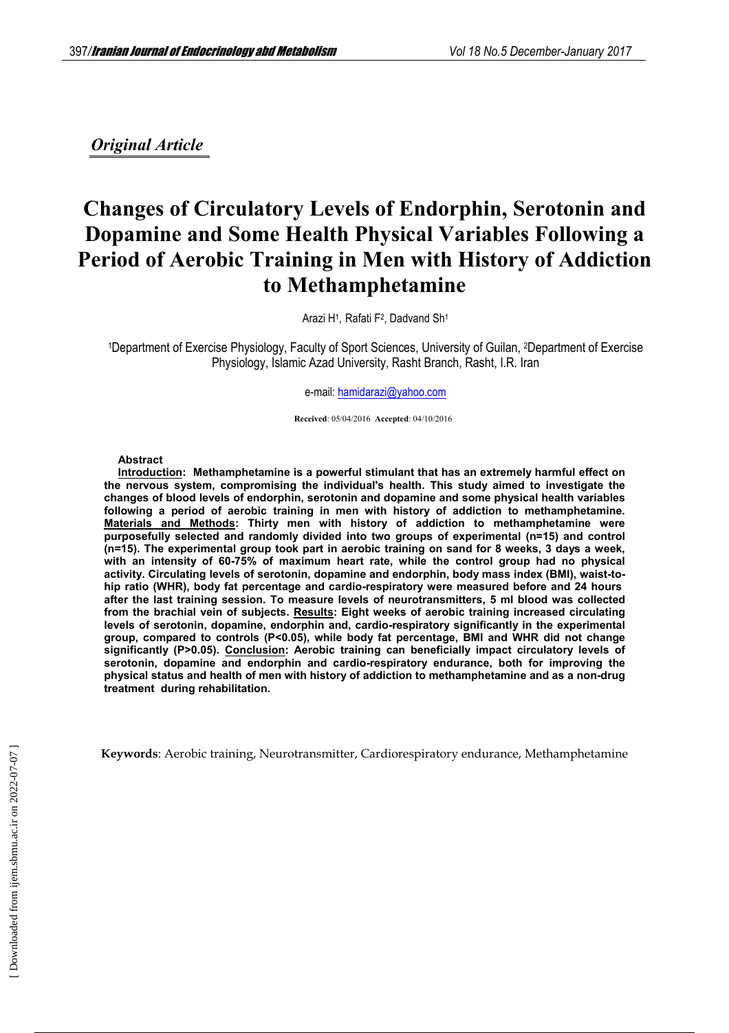*Original Article*

# Changes of Circulatory Levels of Endorphin, Serotonin and Dopamine and Some Health Physical Variables Following a Period of Aerobic Training in Men with History of Addiction to Methamphetamine

Arazi H[1], Rafati F[2], Dadvand Sh[1]

[1]Department of Exercise Physiology, Faculty of Sport Sciences, University of Guilan, [2]Department of Exercise Physiology, Islamic Azad University, Rasht Branch, Rasht, I.R. Iran

e-mail: hamidarazi@yahoo.com

**Received**: 05/04/2016 **Accepted**: 04/10/2016

**Abstract**

**Introduction: Methamphetamine is a powerful stimulant that has an extremely harmful effect on the nervous system, compromising the individual's health. This study aimed to investigate the changes of blood levels of endorphin, serotonin and dopamine and some physical health variables following a period of aerobic training in men with history of addiction to methamphetamine. Materials and Methods: Thirty men with history of addiction to methamphetamine were purposefully selected and randomly divided into two groups of experimental (n=15) and control (n=15). The experimental group took part in aerobic training on sand for 8 weeks, 3 days a week, with an intensity of 60-75% of maximum heart rate, while the control group had no physical activity. Circulating levels of serotonin, dopamine and endorphin, body mass index (BMI), waist-to-hip ratio (WHR), body fat percentage and cardio-respiratory were measured before and 24 hours after the last training session. To measure levels of neurotransmitters, 5 ml blood was collected from the brachial vein of subjects. Results: Eight weeks of aerobic training increased circulating levels of serotonin, dopamine, endorphin and, cardio-respiratory significantly in the experimental group, compared to controls (P<0.05), while body fat percentage, BMI and WHR did not change significantly (P>0.05). Conclusion: Aerobic training can beneficially impact circulatory levels of serotonin, dopamine and endorphin and cardio-respiratory endurance, both for improving the physical status and health of men with history of addiction to methamphetamine and as a non-drug treatment during rehabilitation.**

**Keywords**: Aerobic training, Neurotransmitter, Cardiorespiratory endurance, Methamphetamine